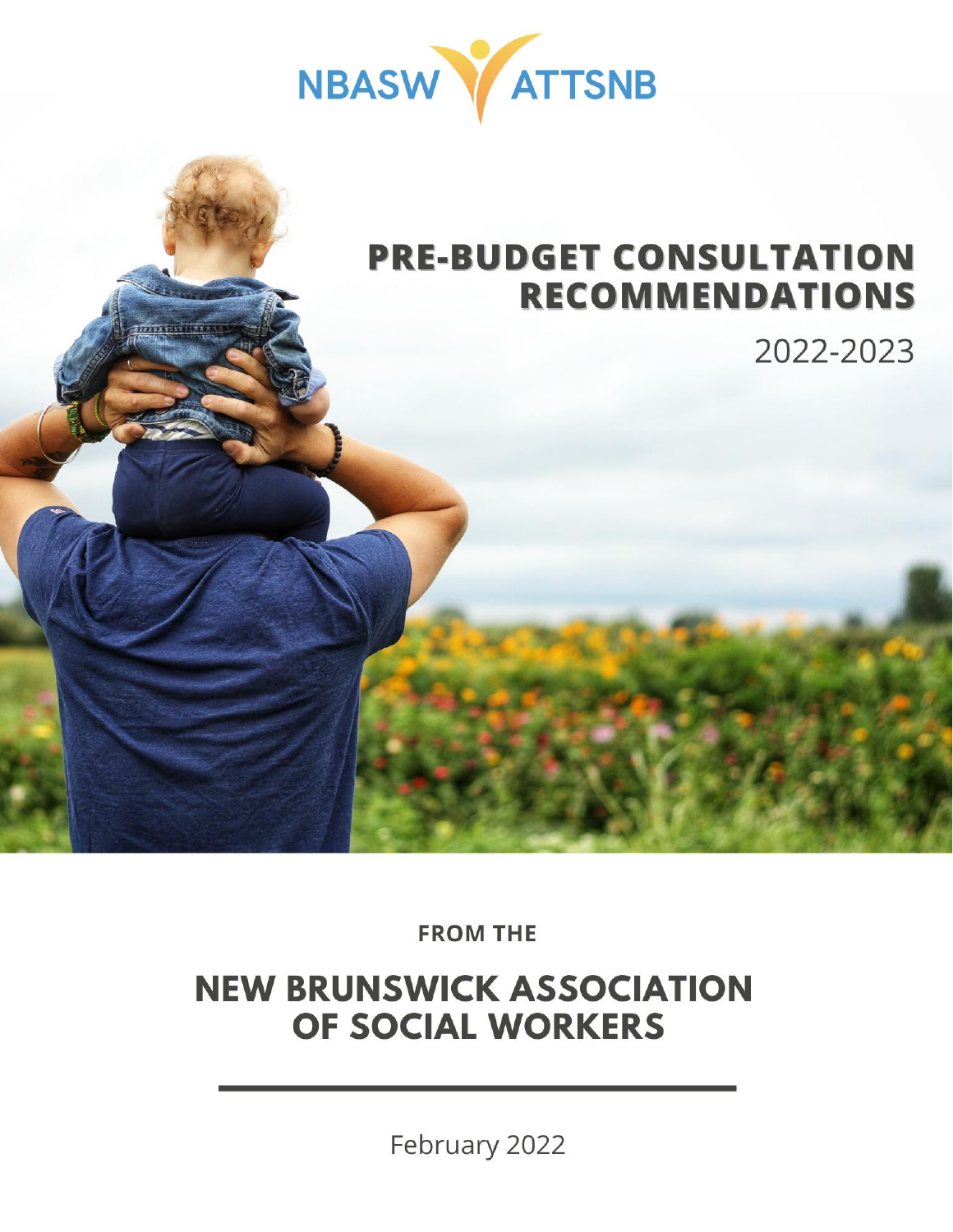NBASW ATTSNB

# PRE-BUDGET CONSULTATION RECOMMENDATIONS

2022-2023

**FROM THE**

## NEW BRUNSWICK ASSOCIATION OF SOCIAL WORKERS

February 2022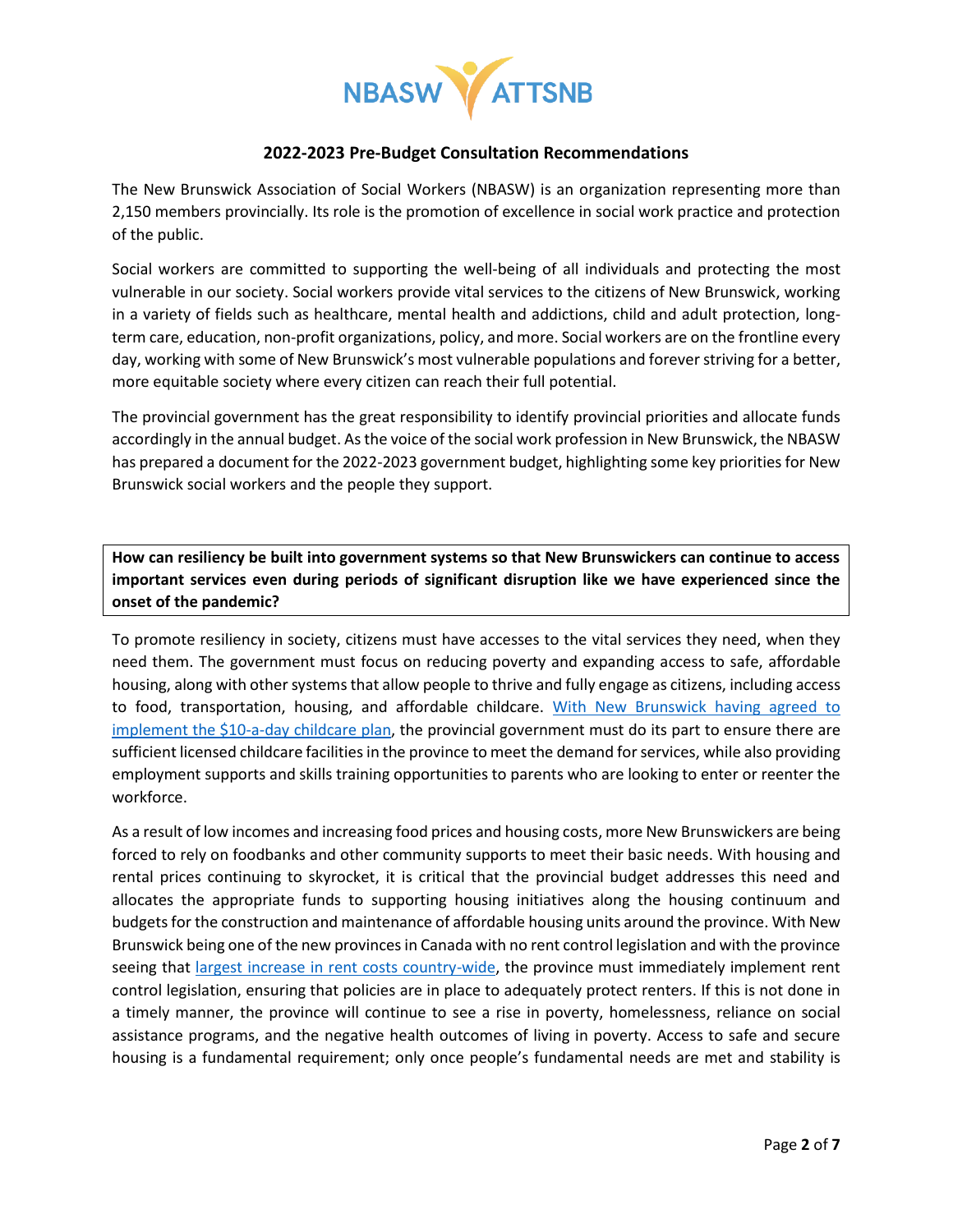NBASW ATTSNB

## 2022-2023 Pre-Budget Consultation Recommendations

The New Brunswick Association of Social Workers (NBASW) is an organization representing more than 2,150 members provincially. Its role is the promotion of excellence in social work practice and protection of the public.

Social workers are committed to supporting the well-being of all individuals and protecting the most vulnerable in our society. Social workers provide vital services to the citizens of New Brunswick, working in a variety of fields such as healthcare, mental health and addictions, child and adult protection, long-term care, education, non-profit organizations, policy, and more. Social workers are on the frontline every day, working with some of New Brunswick's most vulnerable populations and forever striving for a better, more equitable society where every citizen can reach their full potential.

The provincial government has the great responsibility to identify provincial priorities and allocate funds accordingly in the annual budget. As the voice of the social work profession in New Brunswick, the NBASW has prepared a document for the 2022-2023 government budget, highlighting some key priorities for New Brunswick social workers and the people they support.

**How can resiliency be built into government systems so that New Brunswickers can continue to access important services even during periods of significant disruption like we have experienced since the onset of the pandemic?**

To promote resiliency in society, citizens must have accesses to the vital services they need, when they need them. The government must focus on reducing poverty and expanding access to safe, affordable housing, along with other systems that allow people to thrive and fully engage as citizens, including access to food, transportation, housing, and affordable childcare. With New Brunswick having agreed to implement the $10-a-day childcare plan, the provincial government must do its part to ensure there are sufficient licensed childcare facilities in the province to meet the demand for services, while also providing employment supports and skills training opportunities to parents who are looking to enter or reenter the workforce.

As a result of low incomes and increasing food prices and housing costs, more New Brunswickers are being forced to rely on foodbanks and other community supports to meet their basic needs. With housing and rental prices continuing to skyrocket, it is critical that the provincial budget addresses this need and allocates the appropriate funds to supporting housing initiatives along the housing continuum and budgets for the construction and maintenance of affordable housing units around the province. With New Brunswick being one of the new provinces in Canada with no rent control legislation and with the province seeing that largest increase in rent costs country-wide, the province must immediately implement rent control legislation, ensuring that policies are in place to adequately protect renters. If this is not done in a timely manner, the province will continue to see a rise in poverty, homelessness, reliance on social assistance programs, and the negative health outcomes of living in poverty. Access to safe and secure housing is a fundamental requirement; only once people's fundamental needs are met and stability is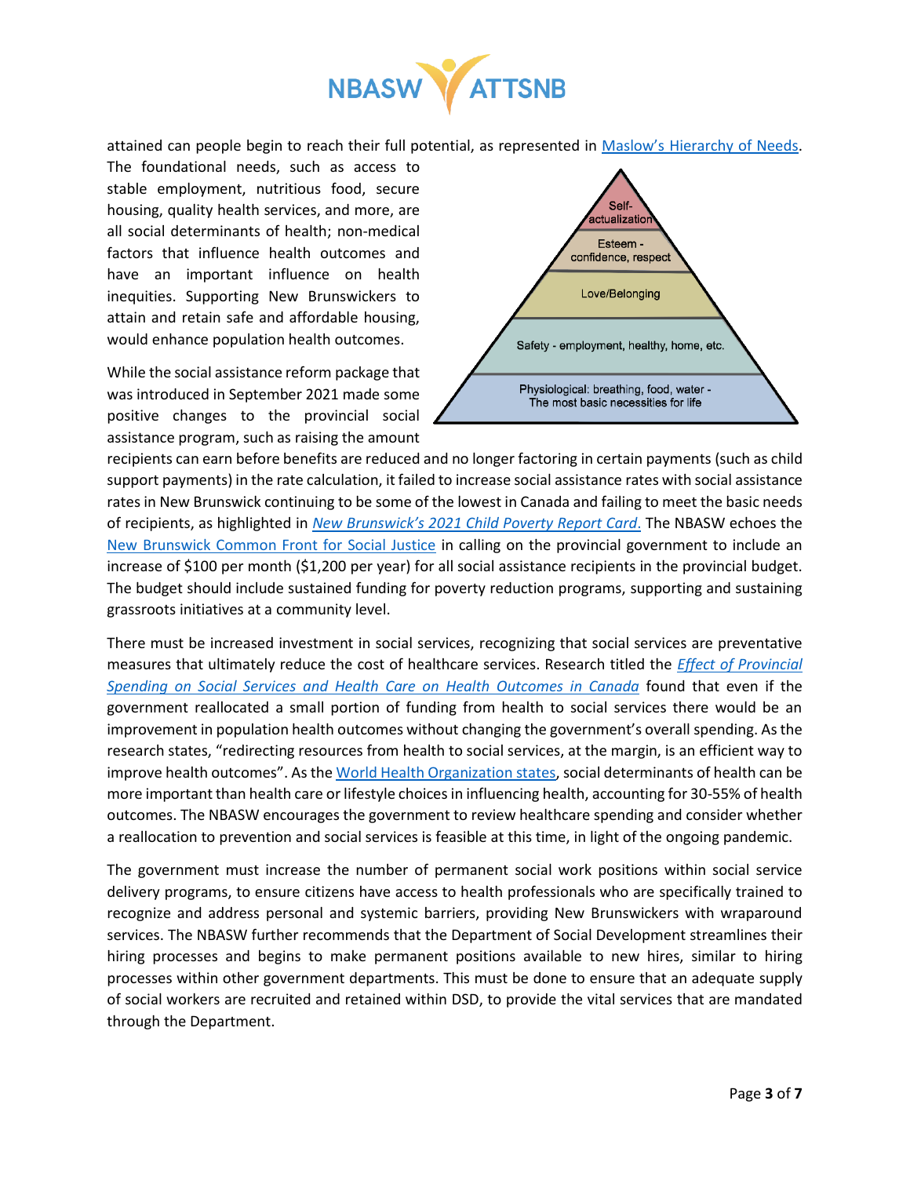attained can people begin to reach their full potential, as represented in [Maslow's Hierarchy of Needs](). The foundational needs, such as access to stable employment, nutritious food, secure housing, quality health services, and more, are all social determinants of health; non-medical factors that influence health outcomes and have an important influence on health inequities. Supporting New Brunswickers to attain and retain safe and affordable housing, would enhance population health outcomes.

Self-actualization

Esteem - confidence, respect

Love/Belonging

Safety - employment, healthy, home, etc.

Physiological: breathing, food, water - The most basic necessities for life

While the social assistance reform package that was introduced in September 2021 made some positive changes to the provincial social assistance program, such as raising the amount recipients can earn before benefits are reduced and no longer factoring in certain payments (such as child support payments) in the rate calculation, it failed to increase social assistance rates with social assistance rates in New Brunswick continuing to be some of the lowest in Canada and failing to meet the basic needs of recipients, as highlighted in *New Brunswick's 2021 Child Poverty Report Card*. The NBASW echoes the New Brunswick Common Front for Social Justice in calling on the provincial government to include an increase of $100 per month ($1,200 per year) for all social assistance recipients in the provincial budget. The budget should include sustained funding for poverty reduction programs, supporting and sustaining grassroots initiatives at a community level.

There must be increased investment in social services, recognizing that social services are preventative measures that ultimately reduce the cost of healthcare services. Research titled the *Effect of Provincial Spending on Social Services and Health Care on Health Outcomes in Canada* found that even if the government reallocated a small portion of funding from health to social services there would be an improvement in population health outcomes without changing the government's overall spending. As the research states, "redirecting resources from health to social services, at the margin, is an efficient way to improve health outcomes". As the World Health Organization states, social determinants of health can be more important than health care or lifestyle choices in influencing health, accounting for 30-55% of health outcomes. The NBASW encourages the government to review healthcare spending and consider whether a reallocation to prevention and social services is feasible at this time, in light of the ongoing pandemic.

The government must increase the number of permanent social work positions within social service delivery programs, to ensure citizens have access to health professionals who are specifically trained to recognize and address personal and systemic barriers, providing New Brunswickers with wraparound services. The NBASW further recommends that the Department of Social Development streamlines their hiring processes and begins to make permanent positions available to new hires, similar to hiring processes within other government departments. This must be done to ensure that an adequate supply of social workers are recruited and retained within DSD, to provide the vital services that are mandated through the Department.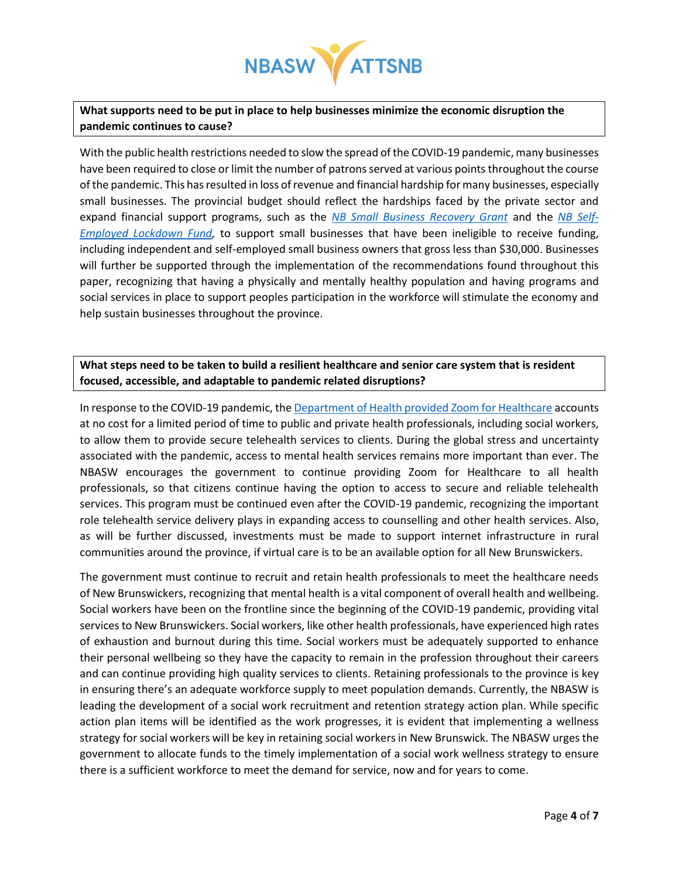**What supports need to be put in place to help businesses minimize the economic disruption the pandemic continues to cause?**

With the public health restrictions needed to slow the spread of the COVID-19 pandemic, many businesses have been required to close or limit the number of patrons served at various points throughout the course of the pandemic. This has resulted in loss of revenue and financial hardship for many businesses, especially small businesses. The provincial budget should reflect the hardships faced by the private sector and expand financial support programs, such as the *NB Small Business Recovery Grant* and the *NB Self-Employed Lockdown Fund*, to support small businesses that have been ineligible to receive funding, including independent and self-employed small business owners that gross less than $30,000. Businesses will further be supported through the implementation of the recommendations found throughout this paper, recognizing that having a physically and mentally healthy population and having programs and social services in place to support peoples participation in the workforce will stimulate the economy and help sustain businesses throughout the province.

**What steps need to be taken to build a resilient healthcare and senior care system that is resident focused, accessible, and adaptable to pandemic related disruptions?**

In response to the COVID-19 pandemic, the Department of Health provided Zoom for Healthcare accounts at no cost for a limited period of time to public and private health professionals, including social workers, to allow them to provide secure telehealth services to clients. During the global stress and uncertainty associated with the pandemic, access to mental health services remains more important than ever. The NBASW encourages the government to continue providing Zoom for Healthcare to all health professionals, so that citizens continue having the option to access to secure and reliable telehealth services. This program must be continued even after the COVID-19 pandemic, recognizing the important role telehealth service delivery plays in expanding access to counselling and other health services. Also, as will be further discussed, investments must be made to support internet infrastructure in rural communities around the province, if virtual care is to be an available option for all New Brunswickers.

The government must continue to recruit and retain health professionals to meet the healthcare needs of New Brunswickers, recognizing that mental health is a vital component of overall health and wellbeing. Social workers have been on the frontline since the beginning of the COVID-19 pandemic, providing vital services to New Brunswickers. Social workers, like other health professionals, have experienced high rates of exhaustion and burnout during this time. Social workers must be adequately supported to enhance their personal wellbeing so they have the capacity to remain in the profession throughout their careers and can continue providing high quality services to clients. Retaining professionals to the province is key in ensuring there's an adequate workforce supply to meet population demands. Currently, the NBASW is leading the development of a social work recruitment and retention strategy action plan. While specific action plan items will be identified as the work progresses, it is evident that implementing a wellness strategy for social workers will be key in retaining social workers in New Brunswick. The NBASW urges the government to allocate funds to the timely implementation of a social work wellness strategy to ensure there is a sufficient workforce to meet the demand for service, now and for years to come.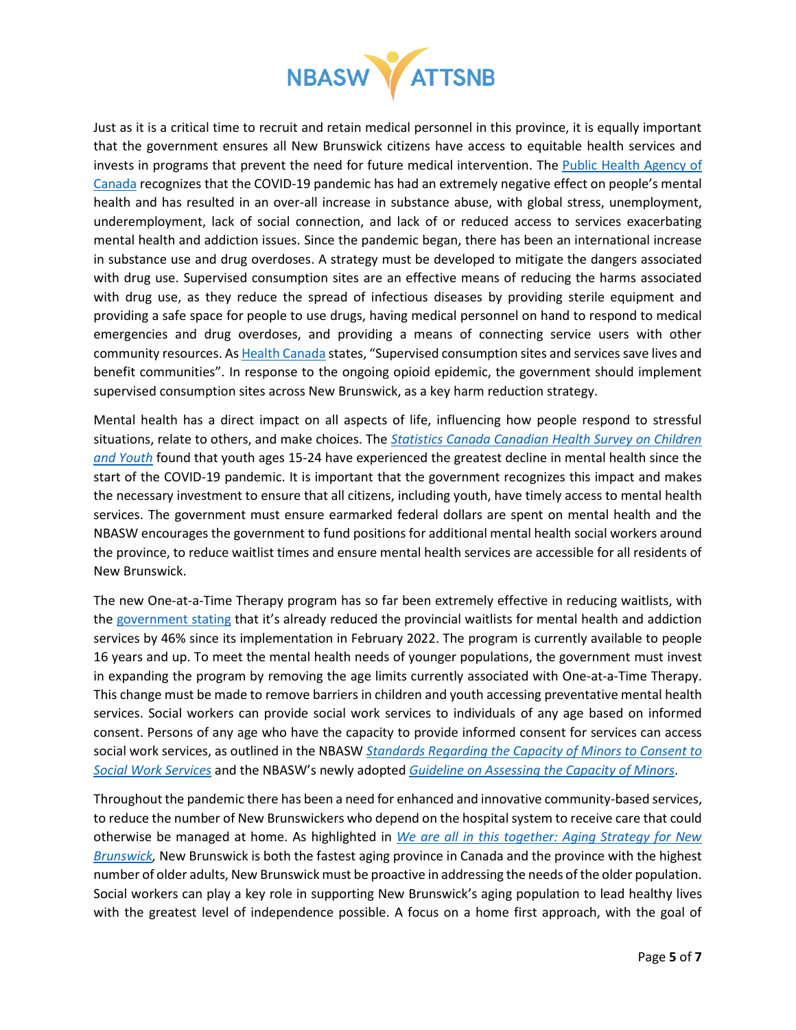Just as it is a critical time to recruit and retain medical personnel in this province, it is equally important that the government ensures all New Brunswick citizens have access to equitable health services and invests in programs that prevent the need for future medical intervention. The Public Health Agency of Canada recognizes that the COVID-19 pandemic has had an extremely negative effect on people's mental health and has resulted in an over-all increase in substance abuse, with global stress, unemployment, underemployment, lack of social connection, and lack of or reduced access to services exacerbating mental health and addiction issues. Since the pandemic began, there has been an international increase in substance use and drug overdoses. A strategy must be developed to mitigate the dangers associated with drug use. Supervised consumption sites are an effective means of reducing the harms associated with drug use, as they reduce the spread of infectious diseases by providing sterile equipment and providing a safe space for people to use drugs, having medical personnel on hand to respond to medical emergencies and drug overdoses, and providing a means of connecting service users with other community resources. As Health Canada states, "Supervised consumption sites and services save lives and benefit communities". In response to the ongoing opioid epidemic, the government should implement supervised consumption sites across New Brunswick, as a key harm reduction strategy.

Mental health has a direct impact on all aspects of life, influencing how people respond to stressful situations, relate to others, and make choices. The *Statistics Canada Canadian Health Survey on Children and Youth* found that youth ages 15-24 have experienced the greatest decline in mental health since the start of the COVID-19 pandemic. It is important that the government recognizes this impact and makes the necessary investment to ensure that all citizens, including youth, have timely access to mental health services. The government must ensure earmarked federal dollars are spent on mental health and the NBASW encourages the government to fund positions for additional mental health social workers around the province, to reduce waitlist times and ensure mental health services are accessible for all residents of New Brunswick.

The new One-at-a-Time Therapy program has so far been extremely effective in reducing waitlists, with the government stating that it's already reduced the provincial waitlists for mental health and addiction services by 46% since its implementation in February 2022. The program is currently available to people 16 years and up. To meet the mental health needs of younger populations, the government must invest in expanding the program by removing the age limits currently associated with One-at-a-Time Therapy. This change must be made to remove barriers in children and youth accessing preventative mental health services. Social workers can provide social work services to individuals of any age based on informed consent. Persons of any age who have the capacity to provide informed consent for services can access social work services, as outlined in the NBASW *Standards Regarding the Capacity of Minors to Consent to Social Work Services* and the NBASW's newly adopted *Guideline on Assessing the Capacity of Minors*.

Throughout the pandemic there has been a need for enhanced and innovative community-based services, to reduce the number of New Brunswickers who depend on the hospital system to receive care that could otherwise be managed at home. As highlighted in *We are all in this together: Aging Strategy for New Brunswick*, New Brunswick is both the fastest aging province in Canada and the province with the highest number of older adults, New Brunswick must be proactive in addressing the needs of the older population. Social workers can play a key role in supporting New Brunswick's aging population to lead healthy lives with the greatest level of independence possible. A focus on a home first approach, with the goal of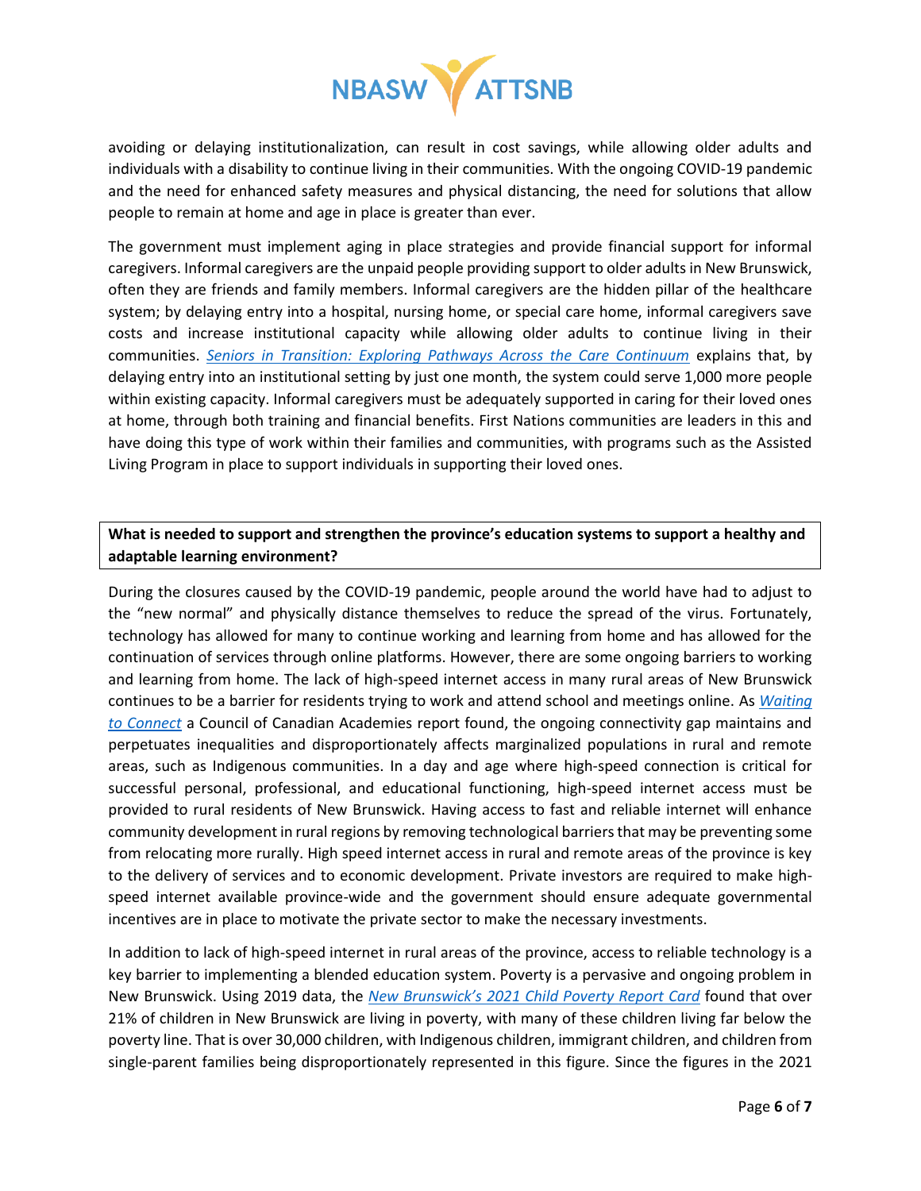avoiding or delaying institutionalization, can result in cost savings, while allowing older adults and individuals with a disability to continue living in their communities. With the ongoing COVID-19 pandemic and the need for enhanced safety measures and physical distancing, the need for solutions that allow people to remain at home and age in place is greater than ever.

The government must implement aging in place strategies and provide financial support for informal caregivers. Informal caregivers are the unpaid people providing support to older adults in New Brunswick, often they are friends and family members. Informal caregivers are the hidden pillar of the healthcare system; by delaying entry into a hospital, nursing home, or special care home, informal caregivers save costs and increase institutional capacity while allowing older adults to continue living in their communities. *Seniors in Transition: Exploring Pathways Across the Care Continuum* explains that, by delaying entry into an institutional setting by just one month, the system could serve 1,000 more people within existing capacity. Informal caregivers must be adequately supported in caring for their loved ones at home, through both training and financial benefits. First Nations communities are leaders in this and have doing this type of work within their families and communities, with programs such as the Assisted Living Program in place to support individuals in supporting their loved ones.

**What is needed to support and strengthen the province's education systems to support a healthy and adaptable learning environment?**

During the closures caused by the COVID-19 pandemic, people around the world have had to adjust to the "new normal" and physically distance themselves to reduce the spread of the virus. Fortunately, technology has allowed for many to continue working and learning from home and has allowed for the continuation of services through online platforms. However, there are some ongoing barriers to working and learning from home. The lack of high-speed internet access in many rural areas of New Brunswick continues to be a barrier for residents trying to work and attend school and meetings online. As *Waiting to Connect* a Council of Canadian Academies report found, the ongoing connectivity gap maintains and perpetuates inequalities and disproportionately affects marginalized populations in rural and remote areas, such as Indigenous communities. In a day and age where high-speed connection is critical for successful personal, professional, and educational functioning, high-speed internet access must be provided to rural residents of New Brunswick. Having access to fast and reliable internet will enhance community development in rural regions by removing technological barriers that may be preventing some from relocating more rurally. High speed internet access in rural and remote areas of the province is key to the delivery of services and to economic development. Private investors are required to make high-speed internet available province-wide and the government should ensure adequate governmental incentives are in place to motivate the private sector to make the necessary investments.

In addition to lack of high-speed internet in rural areas of the province, access to reliable technology is a key barrier to implementing a blended education system. Poverty is a pervasive and ongoing problem in New Brunswick. Using 2019 data, the *New Brunswick's 2021 Child Poverty Report Card* found that over 21% of children in New Brunswick are living in poverty, with many of these children living far below the poverty line. That is over 30,000 children, with Indigenous children, immigrant children, and children from single-parent families being disproportionately represented in this figure. Since the figures in the 2021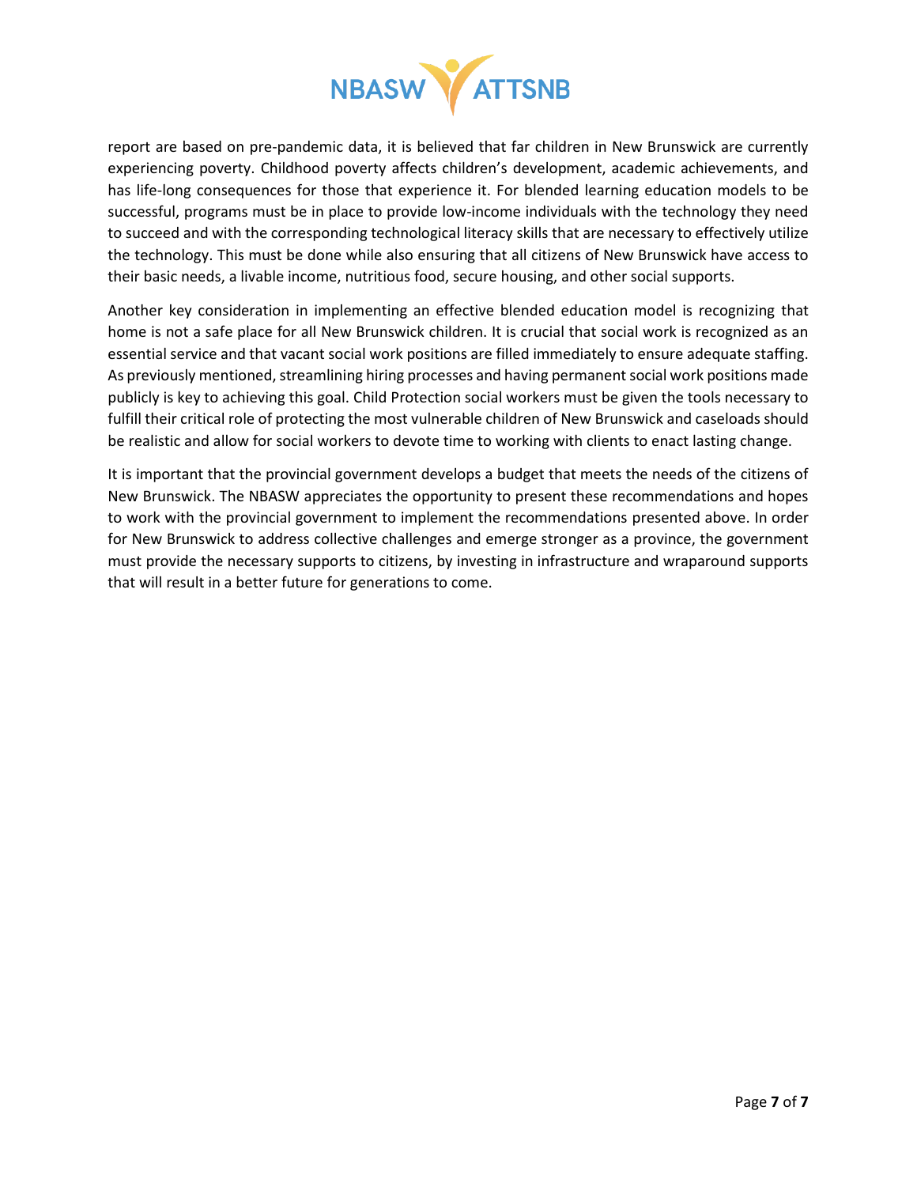report are based on pre-pandemic data, it is believed that far children in New Brunswick are currently experiencing poverty. Childhood poverty affects children's development, academic achievements, and has life-long consequences for those that experience it. For blended learning education models to be successful, programs must be in place to provide low-income individuals with the technology they need to succeed and with the corresponding technological literacy skills that are necessary to effectively utilize the technology. This must be done while also ensuring that all citizens of New Brunswick have access to their basic needs, a livable income, nutritious food, secure housing, and other social supports.

Another key consideration in implementing an effective blended education model is recognizing that home is not a safe place for all New Brunswick children. It is crucial that social work is recognized as an essential service and that vacant social work positions are filled immediately to ensure adequate staffing. As previously mentioned, streamlining hiring processes and having permanent social work positions made publicly is key to achieving this goal. Child Protection social workers must be given the tools necessary to fulfill their critical role of protecting the most vulnerable children of New Brunswick and caseloads should be realistic and allow for social workers to devote time to working with clients to enact lasting change.

It is important that the provincial government develops a budget that meets the needs of the citizens of New Brunswick. The NBASW appreciates the opportunity to present these recommendations and hopes to work with the provincial government to implement the recommendations presented above. In order for New Brunswick to address collective challenges and emerge stronger as a province, the government must provide the necessary supports to citizens, by investing in infrastructure and wraparound supports that will result in a better future for generations to come.